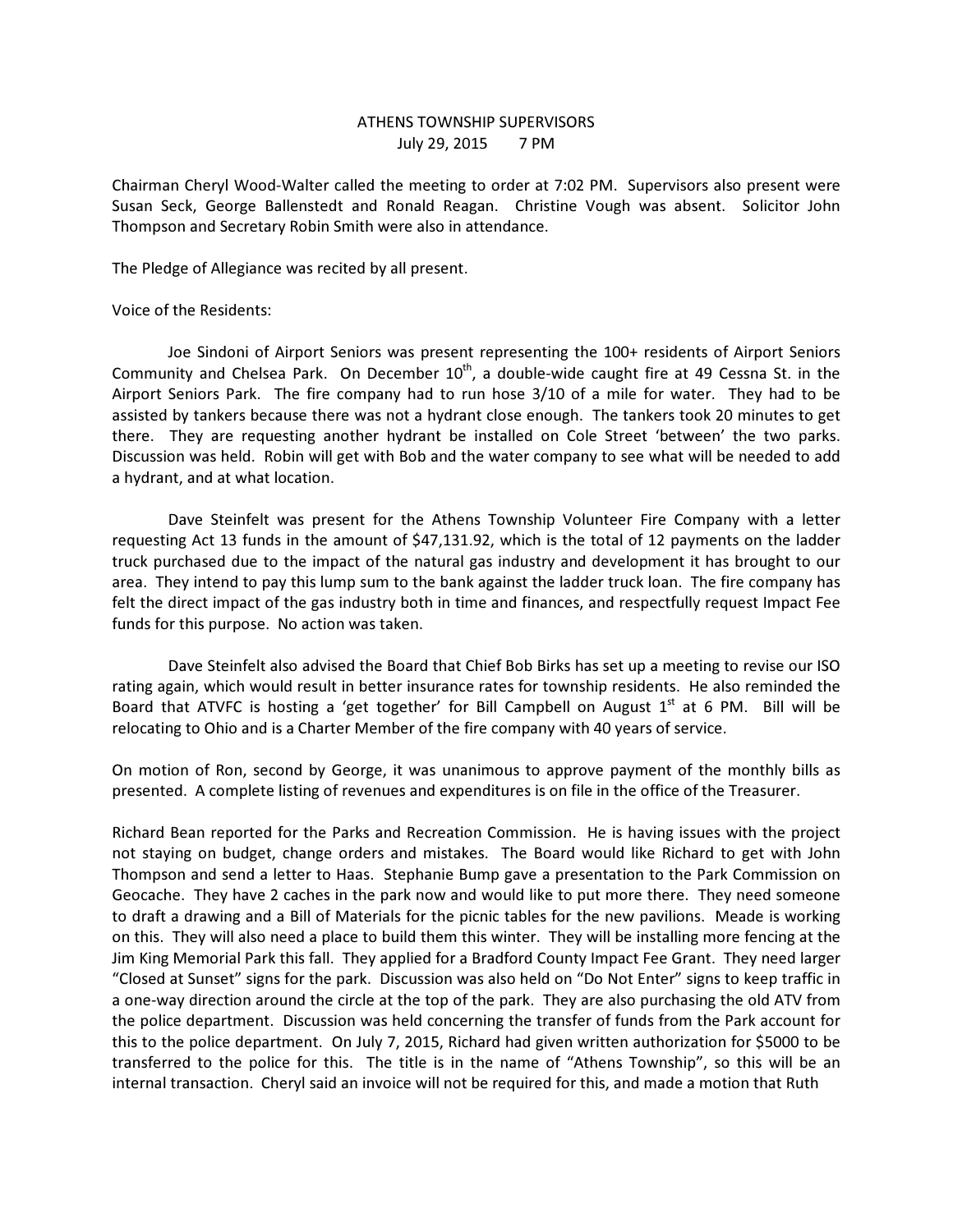# ATHENS TOWNSHIP SUPERVISORS
July 29, 2015 7 PM

Chairman Cheryl Wood-Walter called the meeting to order at 7:02 PM. Supervisors also present were Susan Seck, George Ballenstedt and Ronald Reagan. Christine Vough was absent. Solicitor John Thompson and Secretary Robin Smith were also in attendance.

The Pledge of Allegiance was recited by all present.

Voice of the Residents:

Joe Sindoni of Airport Seniors was present representing the 100+ residents of Airport Seniors Community and Chelsea Park. On December 10th, a double-wide caught fire at 49 Cessna St. in the Airport Seniors Park. The fire company had to run hose 3/10 of a mile for water. They had to be assisted by tankers because there was not a hydrant close enough. The tankers took 20 minutes to get there. They are requesting another hydrant be installed on Cole Street 'between' the two parks. Discussion was held. Robin will get with Bob and the water company to see what will be needed to add a hydrant, and at what location.

Dave Steinfelt was present for the Athens Township Volunteer Fire Company with a letter requesting Act 13 funds in the amount of $47,131.92, which is the total of 12 payments on the ladder truck purchased due to the impact of the natural gas industry and development it has brought to our area. They intend to pay this lump sum to the bank against the ladder truck loan. The fire company has felt the direct impact of the gas industry both in time and finances, and respectfully request Impact Fee funds for this purpose. No action was taken.

Dave Steinfelt also advised the Board that Chief Bob Birks has set up a meeting to revise our ISO rating again, which would result in better insurance rates for township residents. He also reminded the Board that ATVFC is hosting a 'get together' for Bill Campbell on August 1st at 6 PM. Bill will be relocating to Ohio and is a Charter Member of the fire company with 40 years of service.

On motion of Ron, second by George, it was unanimous to approve payment of the monthly bills as presented. A complete listing of revenues and expenditures is on file in the office of the Treasurer.

Richard Bean reported for the Parks and Recreation Commission. He is having issues with the project not staying on budget, change orders and mistakes. The Board would like Richard to get with John Thompson and send a letter to Haas. Stephanie Bump gave a presentation to the Park Commission on Geocache. They have 2 caches in the park now and would like to put more there. They need someone to draft a drawing and a Bill of Materials for the picnic tables for the new pavilions. Meade is working on this. They will also need a place to build them this winter. They will be installing more fencing at the Jim King Memorial Park this fall. They applied for a Bradford County Impact Fee Grant. They need larger "Closed at Sunset" signs for the park. Discussion was also held on "Do Not Enter" signs to keep traffic in a one-way direction around the circle at the top of the park. They are also purchasing the old ATV from the police department. Discussion was held concerning the transfer of funds from the Park account for this to the police department. On July 7, 2015, Richard had given written authorization for $5000 to be transferred to the police for this. The title is in the name of "Athens Township", so this will be an internal transaction. Cheryl said an invoice will not be required for this, and made a motion that Ruth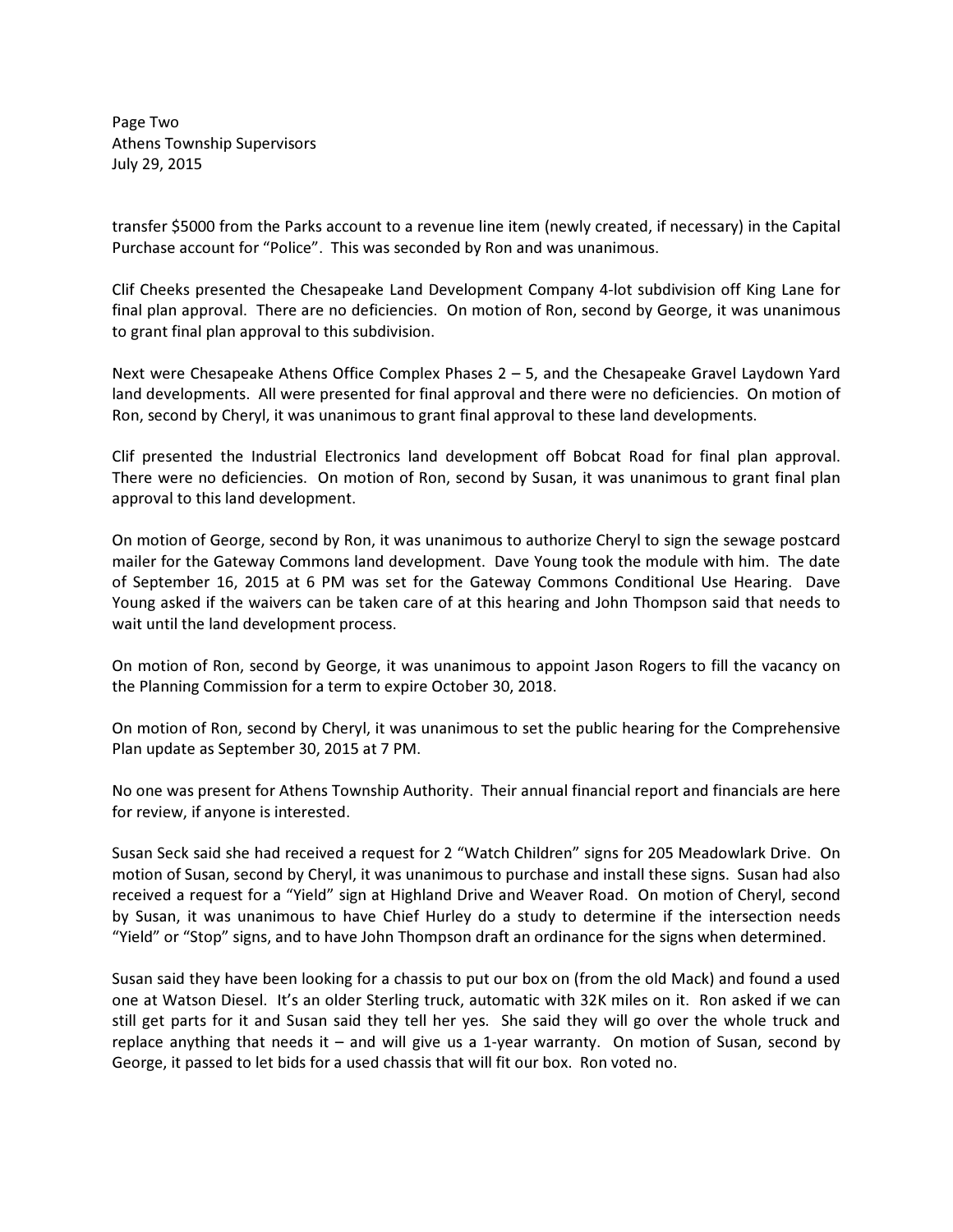transfer $5000 from the Parks account to a revenue line item (newly created, if necessary) in the Capital Purchase account for "Police". This was seconded by Ron and was unanimous.

Clif Cheeks presented the Chesapeake Land Development Company 4-lot subdivision off King Lane for final plan approval. There are no deficiencies. On motion of Ron, second by George, it was unanimous to grant final plan approval to this subdivision.

Next were Chesapeake Athens Office Complex Phases 2 – 5, and the Chesapeake Gravel Laydown Yard land developments. All were presented for final approval and there were no deficiencies. On motion of Ron, second by Cheryl, it was unanimous to grant final approval to these land developments.

Clif presented the Industrial Electronics land development off Bobcat Road for final plan approval. There were no deficiencies. On motion of Ron, second by Susan, it was unanimous to grant final plan approval to this land development.

On motion of George, second by Ron, it was unanimous to authorize Cheryl to sign the sewage postcard mailer for the Gateway Commons land development. Dave Young took the module with him. The date of September 16, 2015 at 6 PM was set for the Gateway Commons Conditional Use Hearing. Dave Young asked if the waivers can be taken care of at this hearing and John Thompson said that needs to wait until the land development process.

On motion of Ron, second by George, it was unanimous to appoint Jason Rogers to fill the vacancy on the Planning Commission for a term to expire October 30, 2018.

On motion of Ron, second by Cheryl, it was unanimous to set the public hearing for the Comprehensive Plan update as September 30, 2015 at 7 PM.

No one was present for Athens Township Authority. Their annual financial report and financials are here for review, if anyone is interested.

Susan Seck said she had received a request for 2 "Watch Children" signs for 205 Meadowlark Drive. On motion of Susan, second by Cheryl, it was unanimous to purchase and install these signs. Susan had also received a request for a "Yield" sign at Highland Drive and Weaver Road. On motion of Cheryl, second by Susan, it was unanimous to have Chief Hurley do a study to determine if the intersection needs "Yield" or "Stop" signs, and to have John Thompson draft an ordinance for the signs when determined.

Susan said they have been looking for a chassis to put our box on (from the old Mack) and found a used one at Watson Diesel. It's an older Sterling truck, automatic with 32K miles on it. Ron asked if we can still get parts for it and Susan said they tell her yes. She said they will go over the whole truck and replace anything that needs it – and will give us a 1-year warranty. On motion of Susan, second by George, it passed to let bids for a used chassis that will fit our box. Ron voted no.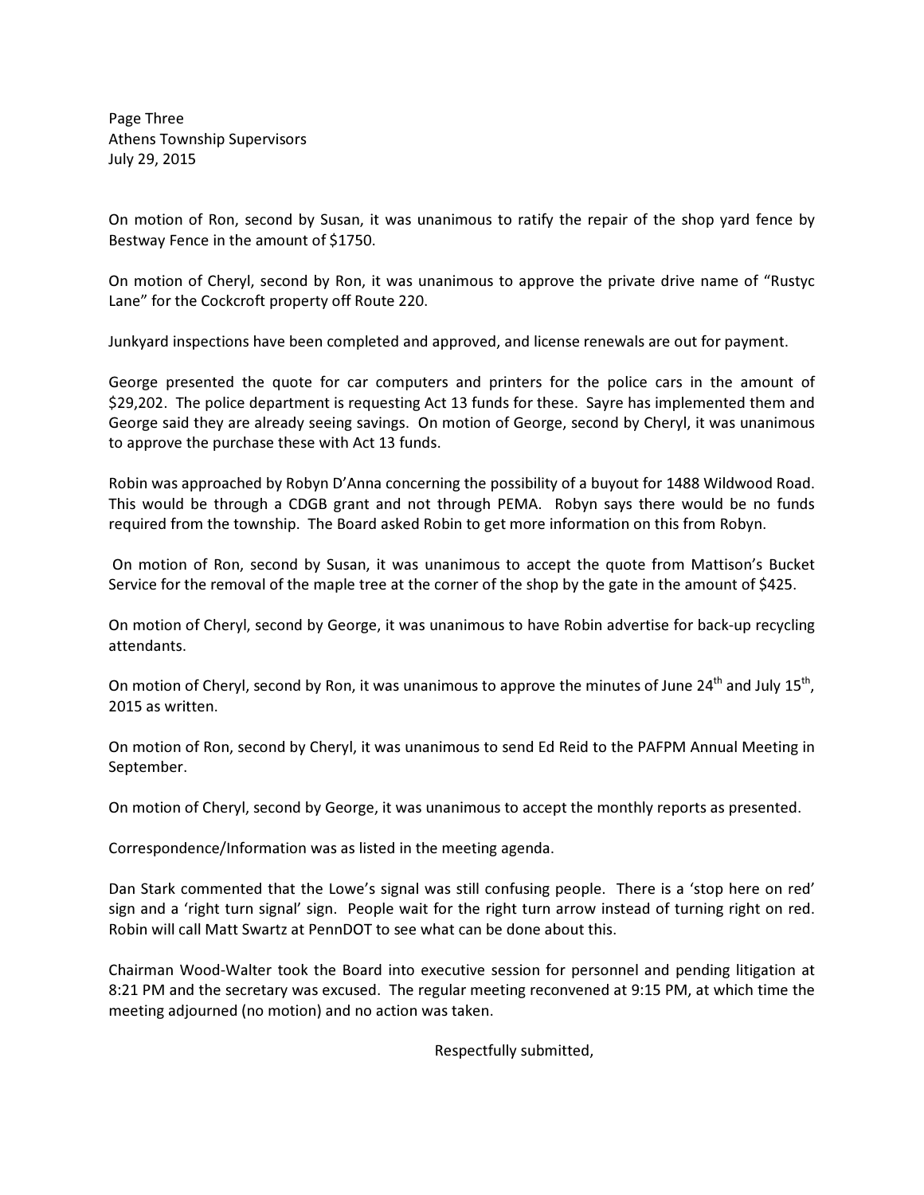On motion of Ron, second by Susan, it was unanimous to ratify the repair of the shop yard fence by Bestway Fence in the amount of $1750.

On motion of Cheryl, second by Ron, it was unanimous to approve the private drive name of "Rustyc Lane" for the Cockcroft property off Route 220.

Junkyard inspections have been completed and approved, and license renewals are out for payment.

George presented the quote for car computers and printers for the police cars in the amount of $29,202. The police department is requesting Act 13 funds for these. Sayre has implemented them and George said they are already seeing savings. On motion of George, second by Cheryl, it was unanimous to approve the purchase these with Act 13 funds.

Robin was approached by Robyn D'Anna concerning the possibility of a buyout for 1488 Wildwood Road. This would be through a CDGB grant and not through PEMA. Robyn says there would be no funds required from the township. The Board asked Robin to get more information on this from Robyn.

On motion of Ron, second by Susan, it was unanimous to accept the quote from Mattison's Bucket Service for the removal of the maple tree at the corner of the shop by the gate in the amount of $425.

On motion of Cheryl, second by George, it was unanimous to have Robin advertise for back-up recycling attendants.

On motion of Cheryl, second by Ron, it was unanimous to approve the minutes of June 24th and July 15th, 2015 as written.

On motion of Ron, second by Cheryl, it was unanimous to send Ed Reid to the PAFPM Annual Meeting in September.

On motion of Cheryl, second by George, it was unanimous to accept the monthly reports as presented.

Correspondence/Information was as listed in the meeting agenda.

Dan Stark commented that the Lowe's signal was still confusing people. There is a 'stop here on red' sign and a 'right turn signal' sign. People wait for the right turn arrow instead of turning right on red. Robin will call Matt Swartz at PennDOT to see what can be done about this.

Chairman Wood-Walter took the Board into executive session for personnel and pending litigation at 8:21 PM and the secretary was excused. The regular meeting reconvened at 9:15 PM, at which time the meeting adjourned (no motion) and no action was taken.

Respectfully submitted,